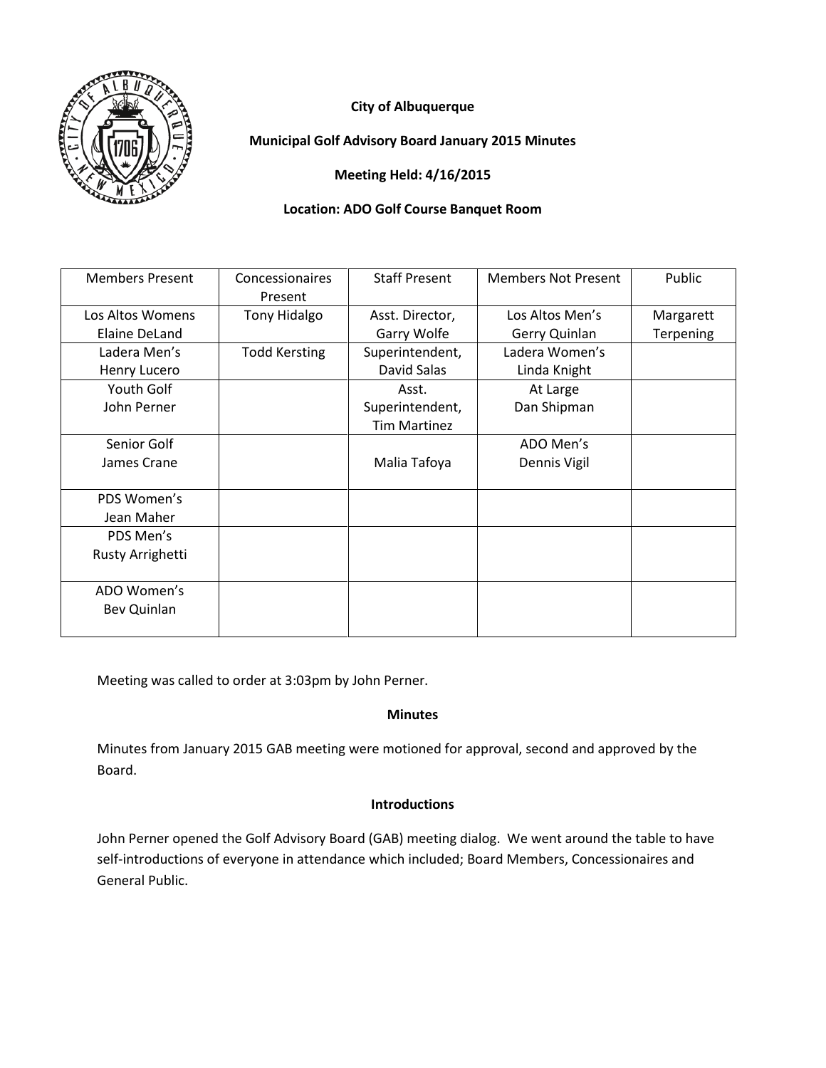**City of Albuquerque**

**Municipal Golf Advisory Board January 2015 Minutes**

**Meeting Held: 4/16/2015**

**Location: ADO Golf Course Banquet Room**

| Members Present | Concessionaires Present | Staff Present | Members Not Present | Public |
|---|---|---|---|---|
| Los Altos Womens Elaine DeLand | Tony Hidalgo | Asst. Director, Garry Wolfe | Los Altos Men's Gerry Quinlan | Margarett Terpening |
| Ladera Men's Henry Lucero | Todd Kersting | Superintendent, David Salas | Ladera Women's Linda Knight | |
| Youth Golf John Perner | | Asst. Superintendent, Tim Martinez | At Large Dan Shipman | |
| Senior Golf James Crane | | Malia Tafoya | ADO Men's Dennis Vigil | |
| PDS Women's Jean Maher | | | | |
| PDS Men's Rusty Arrighetti | | | | |
| ADO Women's Bev Quinlan | | | | |

Meeting was called to order at 3:03pm by John Perner.

**Minutes**

Minutes from January 2015 GAB meeting were motioned for approval, second and approved by the Board.

**Introductions**

John Perner opened the Golf Advisory Board (GAB) meeting dialog. We went around the table to have self-introductions of everyone in attendance which included; Board Members, Concessionaires and General Public.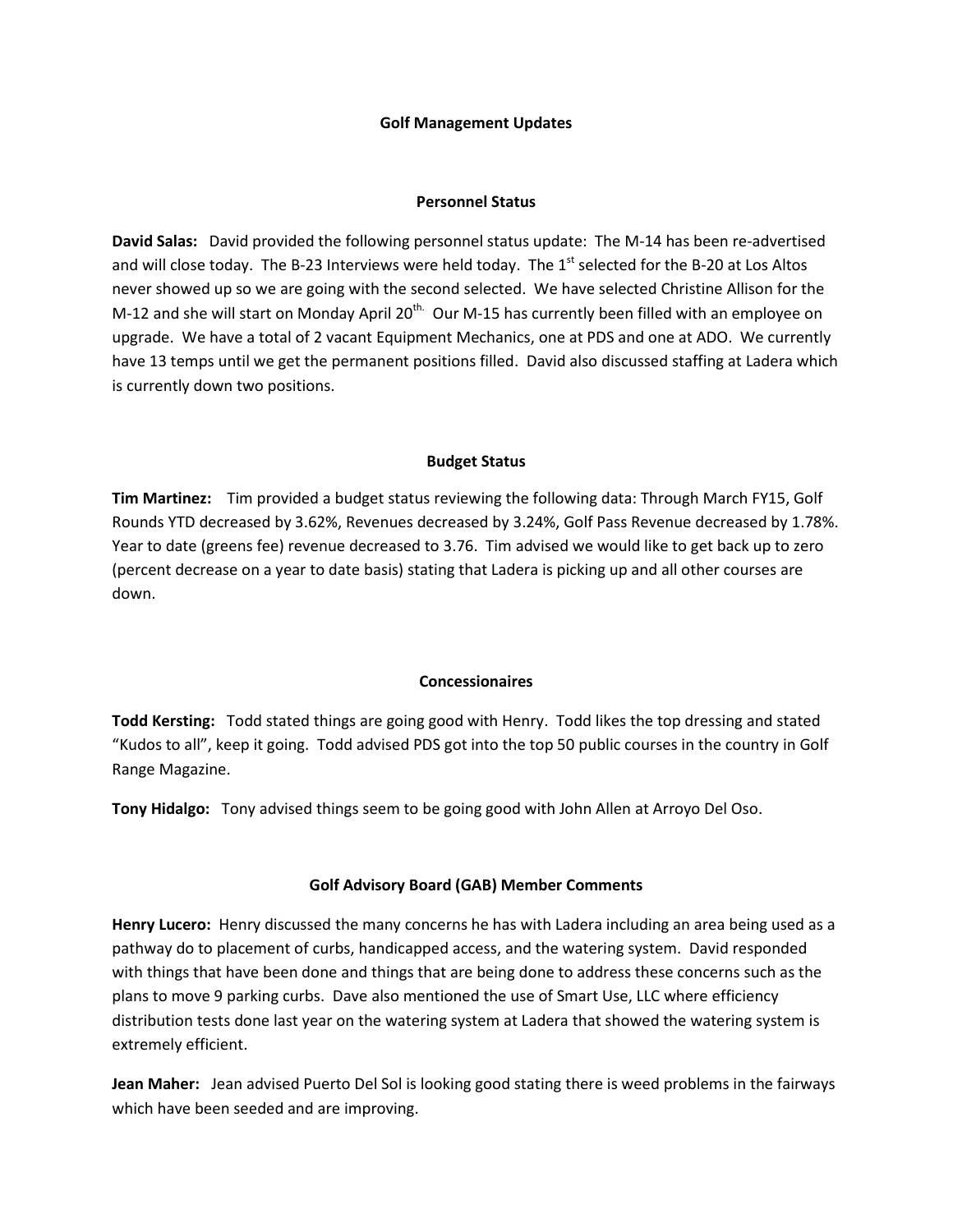**Golf Management Updates**

**Personnel Status**

**David Salas:** David provided the following personnel status update: The M-14 has been re-advertised and will close today. The B-23 Interviews were held today. The 1st selected for the B-20 at Los Altos never showed up so we are going with the second selected. We have selected Christine Allison for the M-12 and she will start on Monday April 20th. Our M-15 has currently been filled with an employee on upgrade. We have a total of 2 vacant Equipment Mechanics, one at PDS and one at ADO. We currently have 13 temps until we get the permanent positions filled. David also discussed staffing at Ladera which is currently down two positions.

**Budget Status**

**Tim Martinez:** Tim provided a budget status reviewing the following data: Through March FY15, Golf Rounds YTD decreased by 3.62%, Revenues decreased by 3.24%, Golf Pass Revenue decreased by 1.78%. Year to date (greens fee) revenue decreased to 3.76. Tim advised we would like to get back up to zero (percent decrease on a year to date basis) stating that Ladera is picking up and all other courses are down.

**Concessionaires**

**Todd Kersting:** Todd stated things are going good with Henry. Todd likes the top dressing and stated "Kudos to all", keep it going. Todd advised PDS got into the top 50 public courses in the country in Golf Range Magazine.

**Tony Hidalgo:** Tony advised things seem to be going good with John Allen at Arroyo Del Oso.

**Golf Advisory Board (GAB) Member Comments**

**Henry Lucero:** Henry discussed the many concerns he has with Ladera including an area being used as a pathway do to placement of curbs, handicapped access, and the watering system. David responded with things that have been done and things that are being done to address these concerns such as the plans to move 9 parking curbs. Dave also mentioned the use of Smart Use, LLC where efficiency distribution tests done last year on the watering system at Ladera that showed the watering system is extremely efficient.

**Jean Maher:** Jean advised Puerto Del Sol is looking good stating there is weed problems in the fairways which have been seeded and are improving.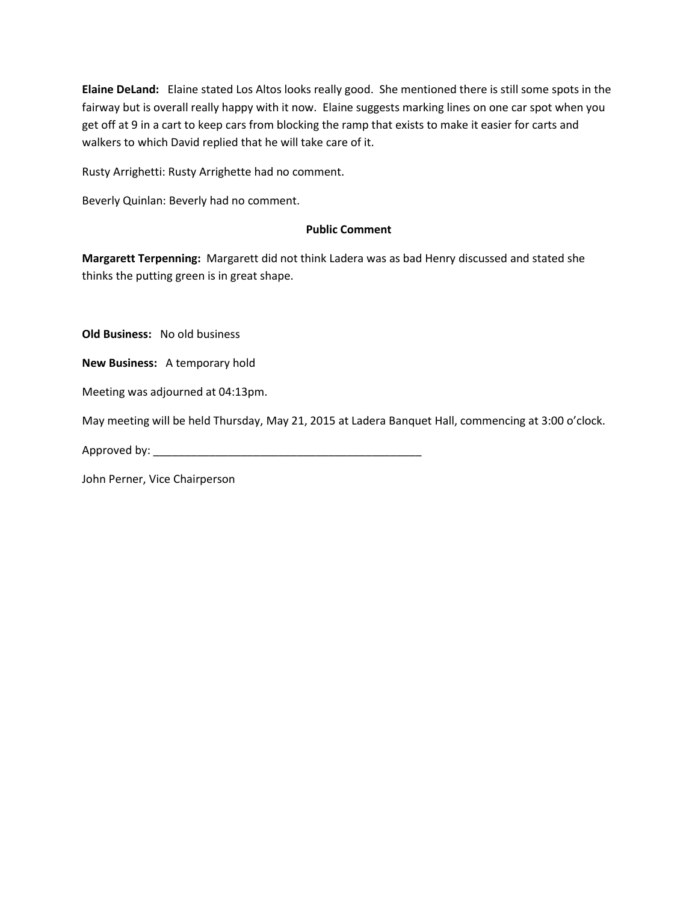**Elaine DeLand:** Elaine stated Los Altos looks really good. She mentioned there is still some spots in the fairway but is overall really happy with it now. Elaine suggests marking lines on one car spot when you get off at 9 in a cart to keep cars from blocking the ramp that exists to make it easier for carts and walkers to which David replied that he will take care of it.

Rusty Arrighetti: Rusty Arrighette had no comment.

Beverly Quinlan: Beverly had no comment.

**Public Comment**

**Margarett Terpenning:** Margarett did not think Ladera was as bad Henry discussed and stated she thinks the putting green is in great shape.

**Old Business:** No old business

**New Business:** A temporary hold

Meeting was adjourned at 04:13pm.

May meeting will be held Thursday, May 21, 2015 at Ladera Banquet Hall, commencing at 3:00 o'clock.

Approved by: ____________________________________________

John Perner, Vice Chairperson